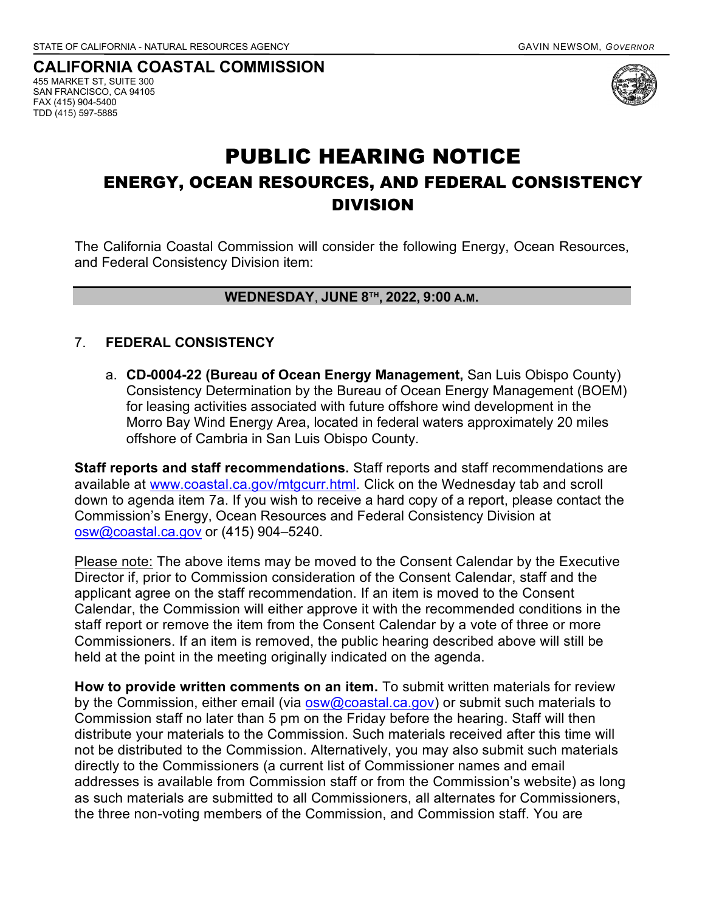STATE OF CALIFORNIA - NATURAL RESOURCES AGENCY GAVIN NEWSOM, *GOVERNOR*

**CALIFORNIA COASTAL COMMISSION**
455 MARKET ST, SUITE 300
SAN FRANCISCO, CA 94105
FAX (415) 904-5400
TDD (415) 597-5885

# PUBLIC HEARING NOTICE

## ENERGY, OCEAN RESOURCES, AND FEDERAL CONSISTENCY DIVISION

The California Coastal Commission will consider the following Energy, Ocean Resources, and Federal Consistency Division item:

**WEDNESDAY, JUNE 8TH, 2022, 9:00 A.M.**

7. **FEDERAL CONSISTENCY**

   a. **CD-0004-22 (Bureau of Ocean Energy Management,** San Luis Obispo County) Consistency Determination by the Bureau of Ocean Energy Management (BOEM) for leasing activities associated with future offshore wind development in the Morro Bay Wind Energy Area, located in federal waters approximately 20 miles offshore of Cambria in San Luis Obispo County.

**Staff reports and staff recommendations.** Staff reports and staff recommendations are available at www.coastal.ca.gov/mtgcurr.html. Click on the Wednesday tab and scroll down to agenda item 7a. If you wish to receive a hard copy of a report, please contact the Commission's Energy, Ocean Resources and Federal Consistency Division at osw@coastal.ca.gov or (415) 904–5240.

Please note: The above items may be moved to the Consent Calendar by the Executive Director if, prior to Commission consideration of the Consent Calendar, staff and the applicant agree on the staff recommendation. If an item is moved to the Consent Calendar, the Commission will either approve it with the recommended conditions in the staff report or remove the item from the Consent Calendar by a vote of three or more Commissioners. If an item is removed, the public hearing described above will still be held at the point in the meeting originally indicated on the agenda.

**How to provide written comments on an item.** To submit written materials for review by the Commission, either email (via osw@coastal.ca.gov) or submit such materials to Commission staff no later than 5 pm on the Friday before the hearing. Staff will then distribute your materials to the Commission. Such materials received after this time will not be distributed to the Commission. Alternatively, you may also submit such materials directly to the Commissioners (a current list of Commissioner names and email addresses is available from Commission staff or from the Commission's website) as long as such materials are submitted to all Commissioners, all alternates for Commissioners, the three non-voting members of the Commission, and Commission staff. You are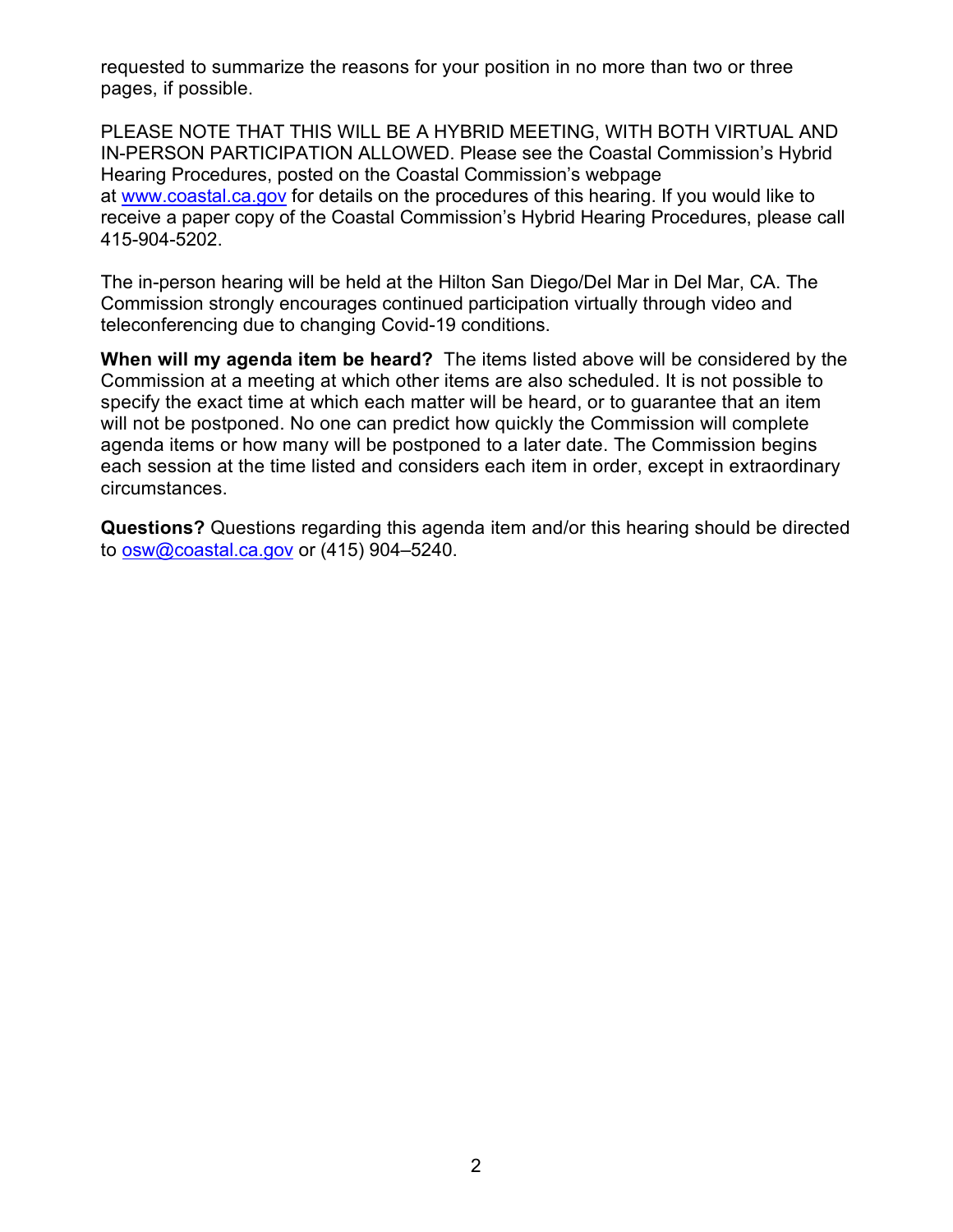requested to summarize the reasons for your position in no more than two or three pages, if possible.

PLEASE NOTE THAT THIS WILL BE A HYBRID MEETING, WITH BOTH VIRTUAL AND IN-PERSON PARTICIPATION ALLOWED. Please see the Coastal Commission's Hybrid Hearing Procedures, posted on the Coastal Commission's webpage at www.coastal.ca.gov for details on the procedures of this hearing. If you would like to receive a paper copy of the Coastal Commission's Hybrid Hearing Procedures, please call 415-904-5202.

The in-person hearing will be held at the Hilton San Diego/Del Mar in Del Mar, CA. The Commission strongly encourages continued participation virtually through video and teleconferencing due to changing Covid-19 conditions.

**When will my agenda item be heard?** The items listed above will be considered by the Commission at a meeting at which other items are also scheduled. It is not possible to specify the exact time at which each matter will be heard, or to guarantee that an item will not be postponed. No one can predict how quickly the Commission will complete agenda items or how many will be postponed to a later date. The Commission begins each session at the time listed and considers each item in order, except in extraordinary circumstances.

**Questions?** Questions regarding this agenda item and/or this hearing should be directed to osw@coastal.ca.gov or (415) 904–5240.